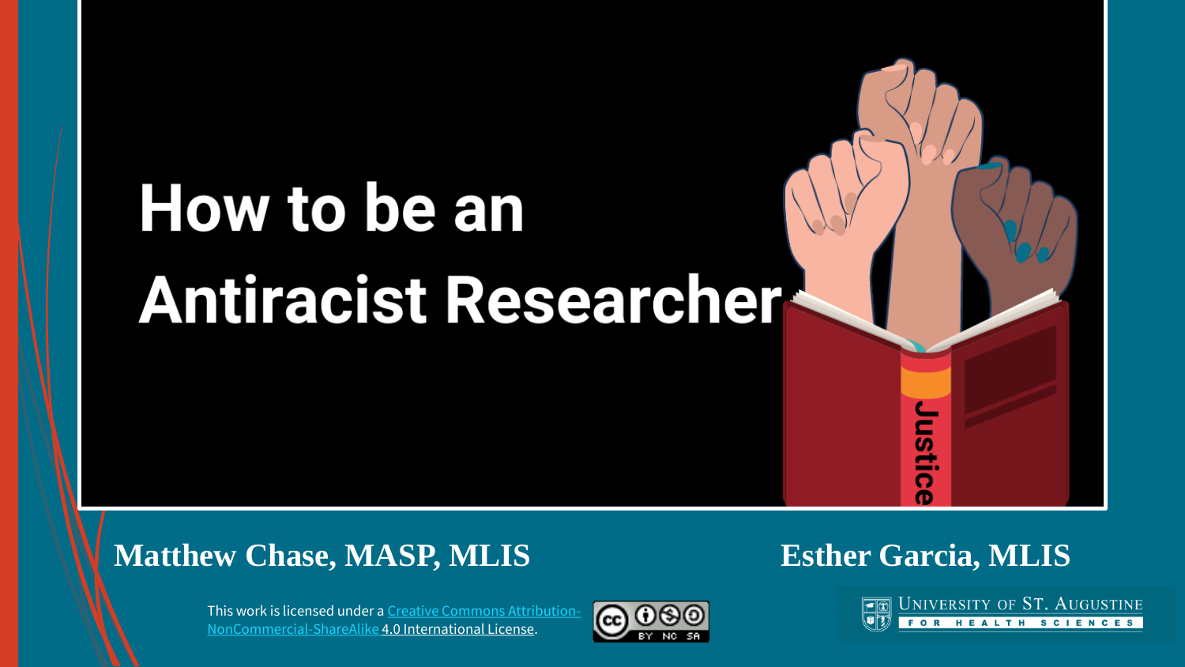# How to be an Antiracist Researcher

**Matthew Chase, MASP, MLIS**

**Esther Garcia, MLIS**

This work is licensed under a [Creative Commons Attribution-NonCommercial-ShareAlike 4.0 International License](http://creativecommons.org/licenses/by-nc-sa/4.0/).

University of St. Augustine for Health Sciences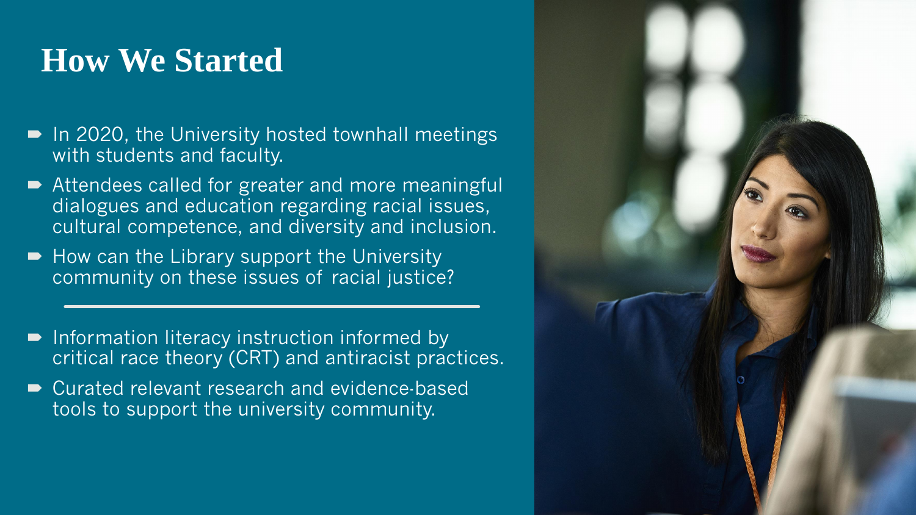# How We Started

- In 2020, the University hosted townhall meetings with students and faculty.
- Attendees called for greater and more meaningful dialogues and education regarding racial issues, cultural competence, and diversity and inclusion.
- How can the Library support the University community on these issues of racial justice?

---

- Information literacy instruction informed by critical race theory (CRT) and antiracist practices.
- Curated relevant research and evidence-based tools to support the university community.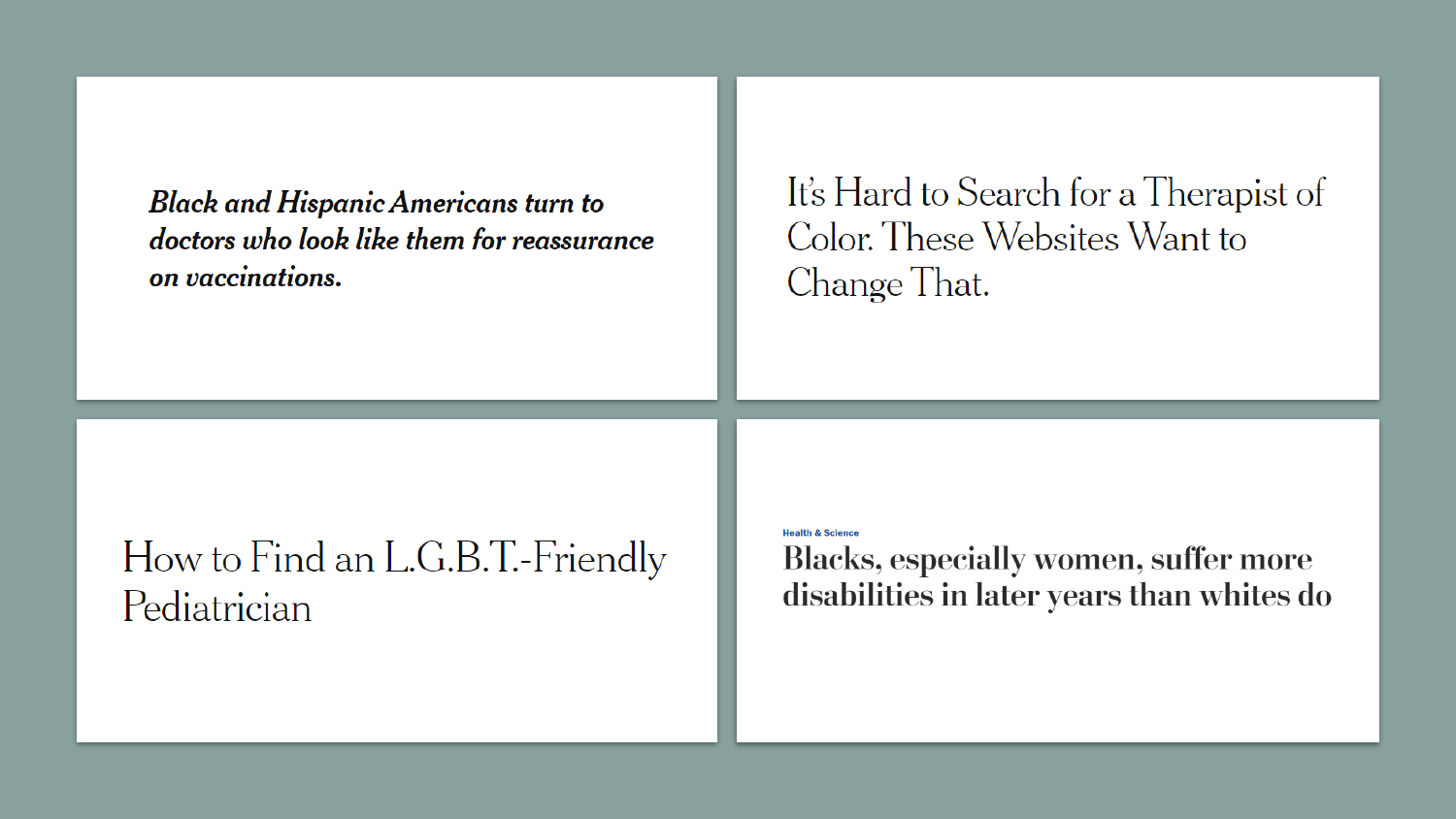***Black and Hispanic Americans turn to doctors who look like them for reassurance on vaccinations.***

It's Hard to Search for a Therapist of Color. These Websites Want to Change That.

How to Find an L.G.B.T.-Friendly Pediatrician

Health & Science

**Blacks, especially women, suffer more disabilities in later years than whites do**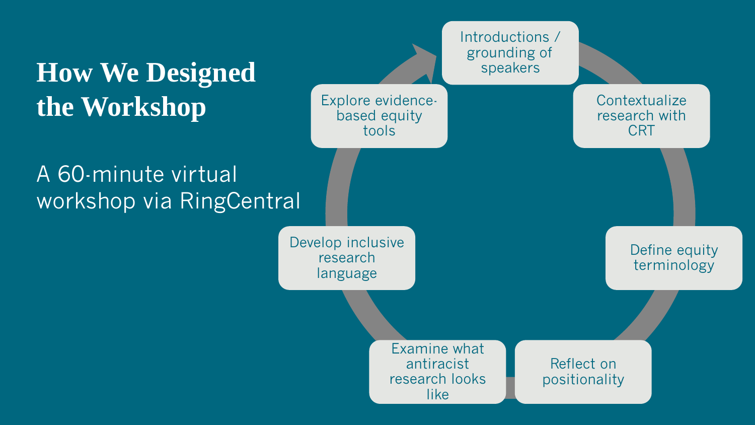# How We Designed the Workshop

A 60-minute virtual workshop via RingCentral

- Introductions / grounding of speakers
- Contextualize research with CRT
- Define equity terminology
- Reflect on positionality
- Examine what antiracist research looks like
- Develop inclusive research language
- Explore evidence-based equity tools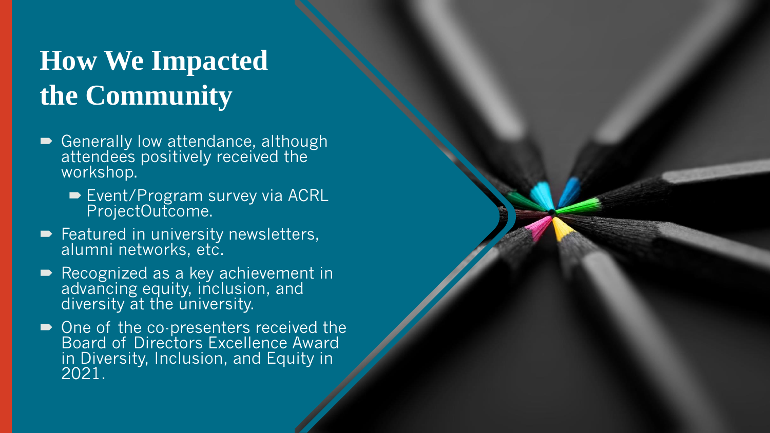# How We Impacted the Community

- Generally low attendance, although attendees positively received the workshop.
  - Event/Program survey via ACRL ProjectOutcome.
- Featured in university newsletters, alumni networks, etc.
- Recognized as a key achievement in advancing equity, inclusion, and diversity at the university.
- One of the co-presenters received the Board of Directors Excellence Award in Diversity, Inclusion, and Equity in 2021.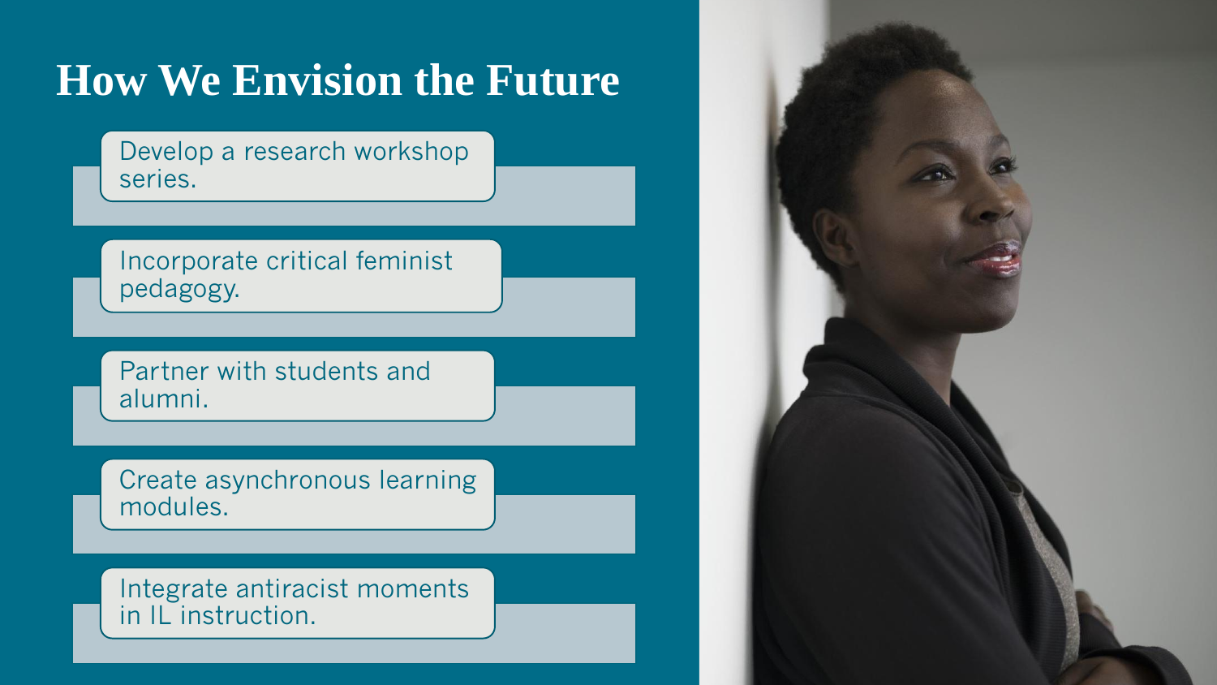# How We Envision the Future

- Develop a research workshop series.
- Incorporate critical feminist pedagogy.
- Partner with students and alumni.
- Create asynchronous learning modules.
- Integrate antiracist moments in IL instruction.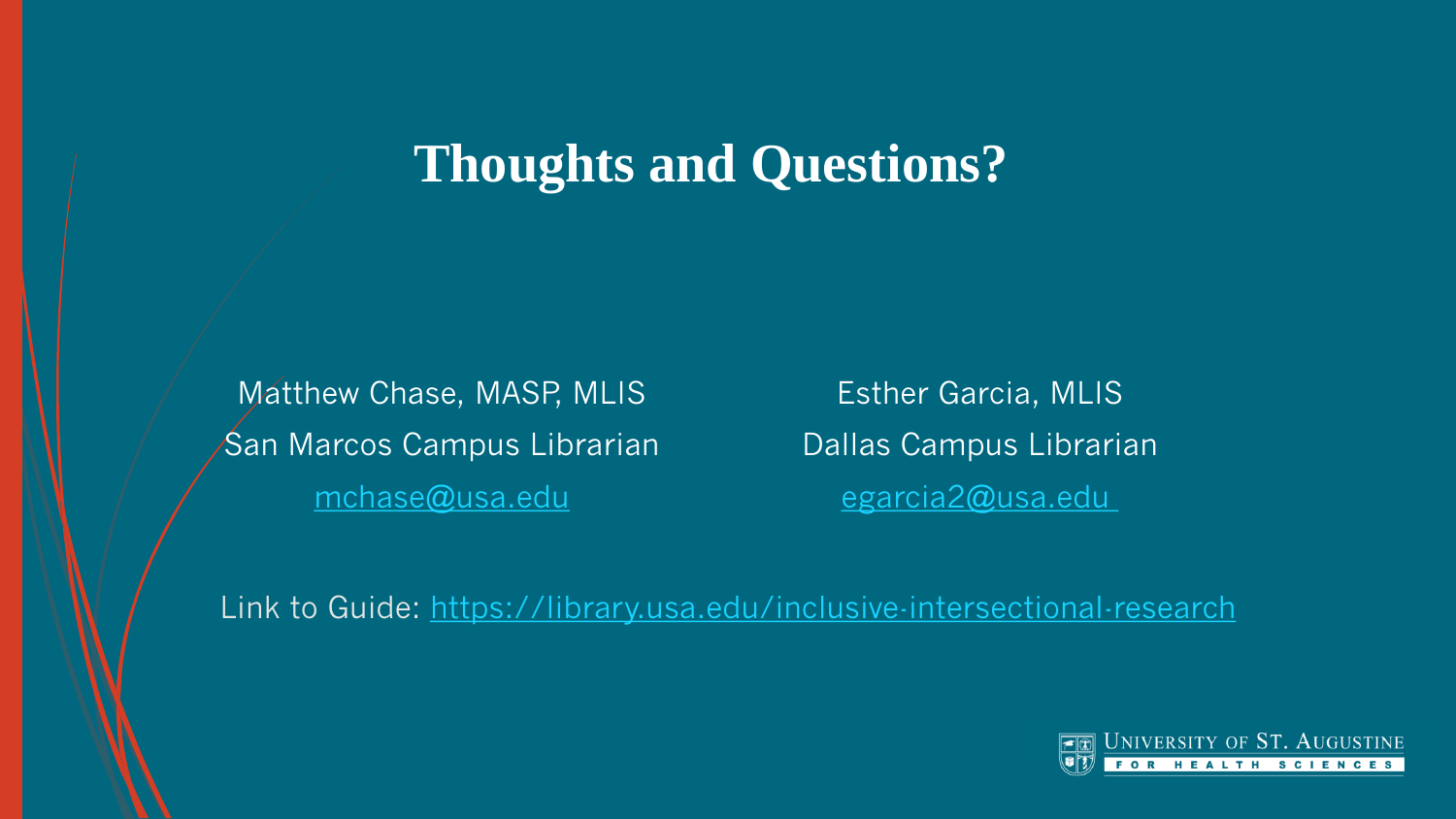# Thoughts and Questions?

Matthew Chase, MASP, MLIS
San Marcos Campus Librarian
mchase@usa.edu

Esther Garcia, MLIS
Dallas Campus Librarian
egarcia2@usa.edu

Link to Guide: https://library.usa.edu/inclusive-intersectional-research

University of St. Augustine for Health Sciences